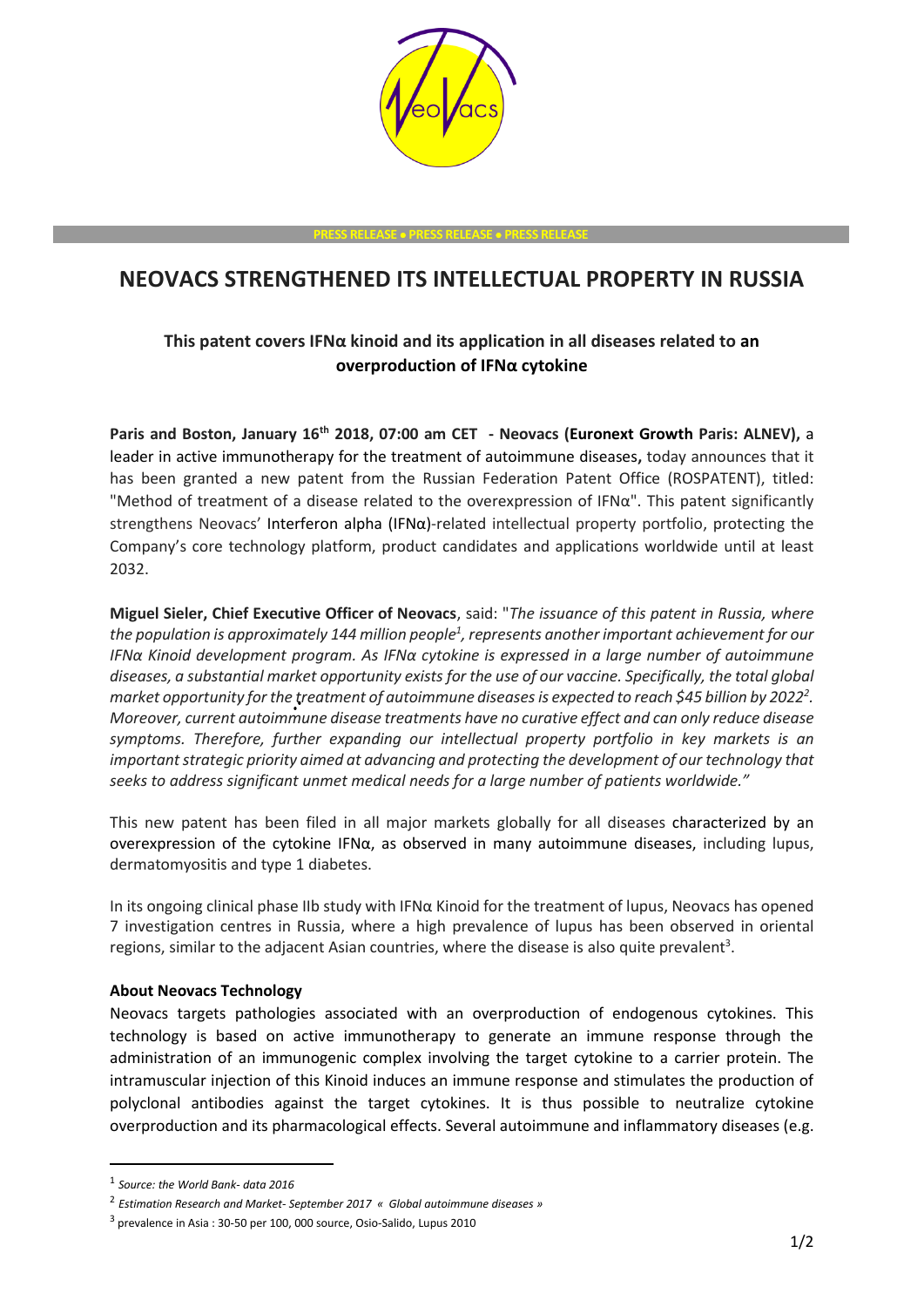PRESS RELEASE • PRESS RELEASE • PRESS RELEASE

# NEOVACS STRENGTHENED ITS INTELLECTUAL PROPERTY IN RUSSIA

## This patent covers IFNα kinoid and its application in all diseases related to an overproduction of IFNα cytokine

**Paris and Boston, January 16th 2018, 07:00 am CET - Neovacs (Euronext Growth Paris: ALNEV),** a leader in active immunotherapy for the treatment of autoimmune diseases**,** today announces that it has been granted a new patent from the Russian Federation Patent Office (ROSPATENT), titled: "Method of treatment of a disease related to the overexpression of IFNα". This patent significantly strengthens Neovacs' Interferon alpha (IFNα)-related intellectual property portfolio, protecting the Company's core technology platform, product candidates and applications worldwide until at least 2032.

**Miguel Sieler, Chief Executive Officer of Neovacs**, said: "*The issuance of this patent in Russia, where the population is approximately 144 million people[1], represents another important achievement for our IFNα Kinoid development program. As IFNα cytokine is expressed in a large number of autoimmune diseases, a substantial market opportunity exists for the use of our vaccine. Specifically, the total global market opportunity for the treatment of autoimmune diseases is expected to reach $45 billion by 2022[2]. Moreover, current autoimmune disease treatments have no curative effect and can only reduce disease symptoms. Therefore, further expanding our intellectual property portfolio in key markets is an important strategic priority aimed at advancing and protecting the development of our technology that seeks to address significant unmet medical needs for a large number of patients worldwide."*

This new patent has been filed in all major markets globally for all diseases characterized by an overexpression of the cytokine IFNα, as observed in many autoimmune diseases, including lupus, dermatomyositis and type 1 diabetes.

In its ongoing clinical phase IIb study with IFNα Kinoid for the treatment of lupus, Neovacs has opened 7 investigation centres in Russia, where a high prevalence of lupus has been observed in oriental regions, similar to the adjacent Asian countries, where the disease is also quite prevalent[3].

**About Neovacs Technology**

Neovacs targets pathologies associated with an overproduction of endogenous cytokines. This technology is based on active immunotherapy to generate an immune response through the administration of an immunogenic complex involving the target cytokine to a carrier protein. The intramuscular injection of this Kinoid induces an immune response and stimulates the production of polyclonal antibodies against the target cytokines. It is thus possible to neutralize cytokine overproduction and its pharmacological effects. Several autoimmune and inflammatory diseases (e.g.

---

[1] *Source: the World Bank- data 2016*

[2] *Estimation Research and Market- September 2017 « Global autoimmune diseases »*

[3] prevalence in Asia : 30-50 per 100, 000 source, Osio-Salido, Lupus 2010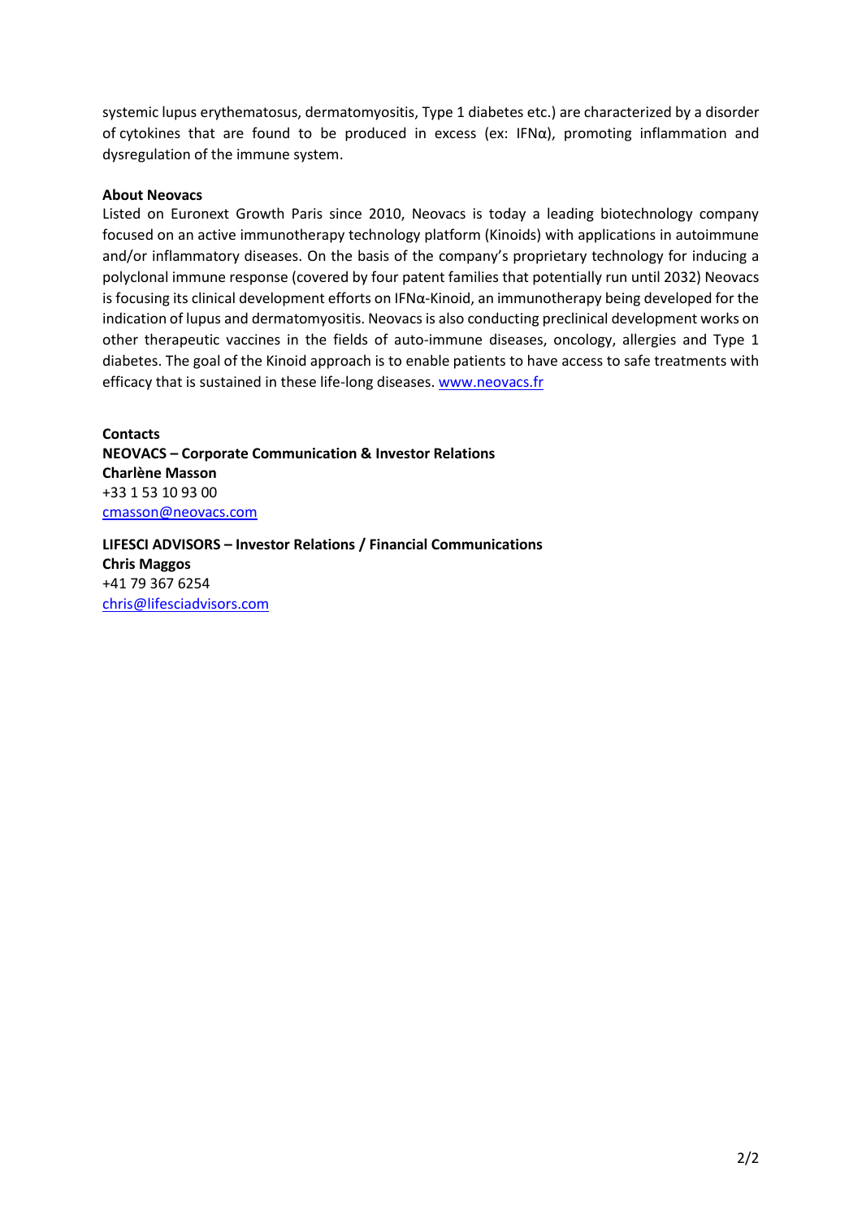systemic lupus erythematosus, dermatomyositis, Type 1 diabetes etc.) are characterized by a disorder of cytokines that are found to be produced in excess (ex: IFNα), promoting inflammation and dysregulation of the immune system.

**About Neovacs**

Listed on Euronext Growth Paris since 2010, Neovacs is today a leading biotechnology company focused on an active immunotherapy technology platform (Kinoids) with applications in autoimmune and/or inflammatory diseases. On the basis of the company's proprietary technology for inducing a polyclonal immune response (covered by four patent families that potentially run until 2032) Neovacs is focusing its clinical development efforts on IFNα-Kinoid, an immunotherapy being developed for the indication of lupus and dermatomyositis. Neovacs is also conducting preclinical development works on other therapeutic vaccines in the fields of auto-immune diseases, oncology, allergies and Type 1 diabetes. The goal of the Kinoid approach is to enable patients to have access to safe treatments with efficacy that is sustained in these life-long diseases. www.neovacs.fr

**Contacts**

**NEOVACS – Corporate Communication & Investor Relations**
**Charlène Masson**
+33 1 53 10 93 00
cmasson@neovacs.com

**LIFESCI ADVISORS – Investor Relations / Financial Communications**
**Chris Maggos**
+41 79 367 6254
chris@lifesciadvisors.com